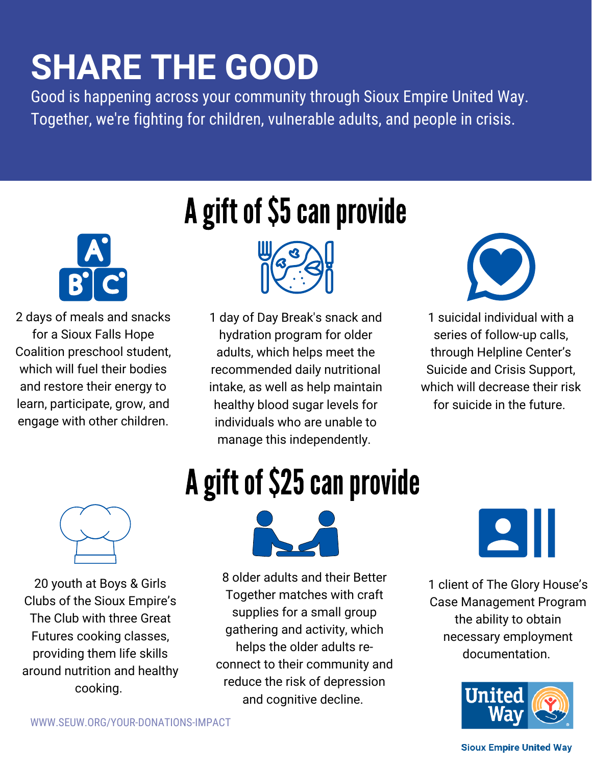# SHARE THE GOOD

Good is happening across your community through Sioux Empire United Way. Together, we're fighting for children, vulnerable adults, and people in crisis.

## A gift of $5 can provide

2 days of meals and snacks for a Sioux Falls Hope Coalition preschool student, which will fuel their bodies and restore their energy to learn, participate, grow, and engage with other children.

1 day of Day Break's snack and hydration program for older adults, which helps meet the recommended daily nutritional intake, as well as help maintain healthy blood sugar levels for individuals who are unable to manage this independently.

1 suicidal individual with a series of follow-up calls, through Helpline Center's Suicide and Crisis Support, which will decrease their risk for suicide in the future.

## A gift of $25 can provide

20 youth at Boys & Girls Clubs of the Sioux Empire's The Club with three Great Futures cooking classes, providing them life skills around nutrition and healthy cooking.

8 older adults and their Better Together matches with craft supplies for a small group gathering and activity, which helps the older adults re-connect to their community and reduce the risk of depression and cognitive decline.

1 client of The Glory House's Case Management Program the ability to obtain necessary employment documentation.

WWW.SEUW.ORG/YOUR-DONATIONS-IMPACT

United Way

Sioux Empire United Way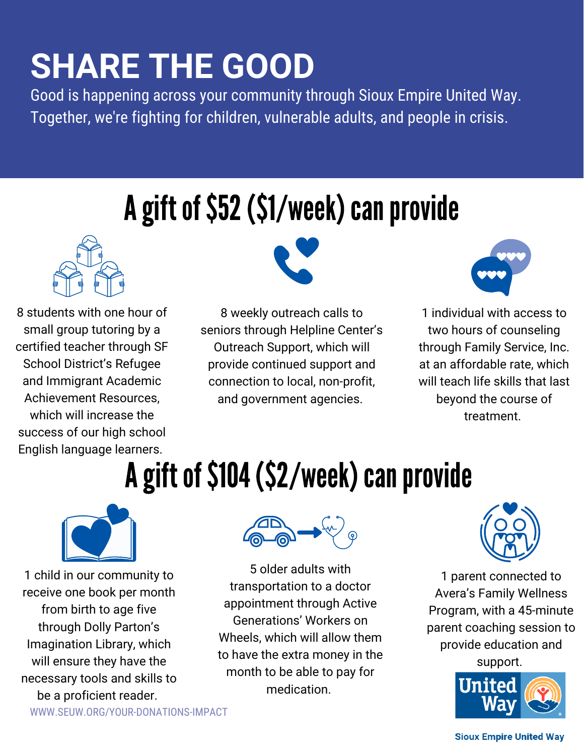# SHARE THE GOOD

Good is happening across your community through Sioux Empire United Way. Together, we're fighting for children, vulnerable adults, and people in crisis.

## A gift of $52 ($1/week) can provide

8 students with one hour of small group tutoring by a certified teacher through SF School District's Refugee and Immigrant Academic Achievement Resources, which will increase the success of our high school English language learners.

8 weekly outreach calls to seniors through Helpline Center's Outreach Support, which will provide continued support and connection to local, non-profit, and government agencies.

1 individual with access to two hours of counseling through Family Service, Inc. at an affordable rate, which will teach life skills that last beyond the course of treatment.

## A gift of $104 ($2/week) can provide

1 child in our community to receive one book per month from birth to age five through Dolly Parton's Imagination Library, which will ensure they have the necessary tools and skills to be a proficient reader.

5 older adults with transportation to a doctor appointment through Active Generations' Workers on Wheels, which will allow them to have the extra money in the month to be able to pay for medication.

1 parent connected to Avera's Family Wellness Program, with a 45-minute parent coaching session to provide education and support.

WWW.SEUW.ORG/YOUR-DONATIONS-IMPACT

United Way

Sioux Empire United Way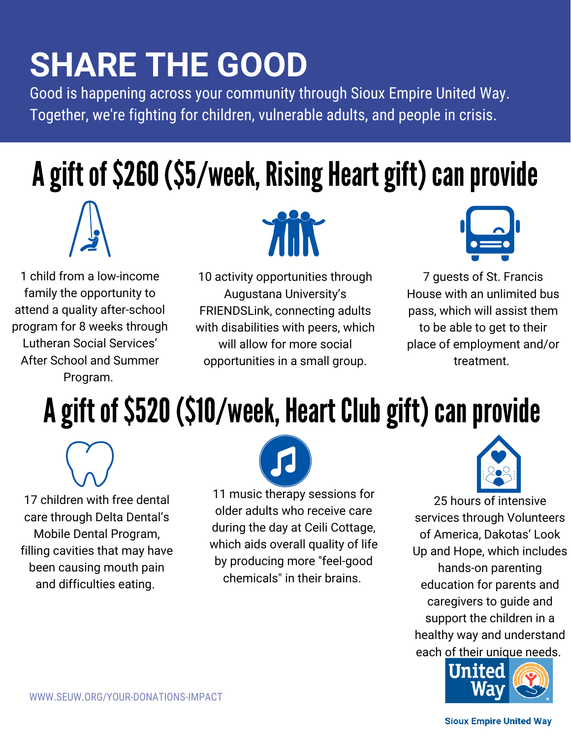# SHARE THE GOOD

Good is happening across your community through Sioux Empire United Way. Together, we're fighting for children, vulnerable adults, and people in crisis.

## A gift of $260 ($5/week, Rising Heart gift) can provide

1 child from a low-income family the opportunity to attend a quality after-school program for 8 weeks through Lutheran Social Services' After School and Summer Program.

10 activity opportunities through Augustana University's FRIENDSLink, connecting adults with disabilities with peers, which will allow for more social opportunities in a small group.

7 guests of St. Francis House with an unlimited bus pass, which will assist them to be able to get to their place of employment and/or treatment.

## A gift of $520 ($10/week, Heart Club gift) can provide

17 children with free dental care through Delta Dental's Mobile Dental Program, filling cavities that may have been causing mouth pain and difficulties eating.

11 music therapy sessions for older adults who receive care during the day at Ceili Cottage, which aids overall quality of life by producing more "feel-good chemicals" in their brains.

25 hours of intensive services through Volunteers of America, Dakotas' Look Up and Hope, which includes hands-on parenting education for parents and caregivers to guide and support the children in a healthy way and understand each of their unique needs.

WWW.SEUW.ORG/YOUR-DONATIONS-IMPACT

United Way

Sioux Empire United Way